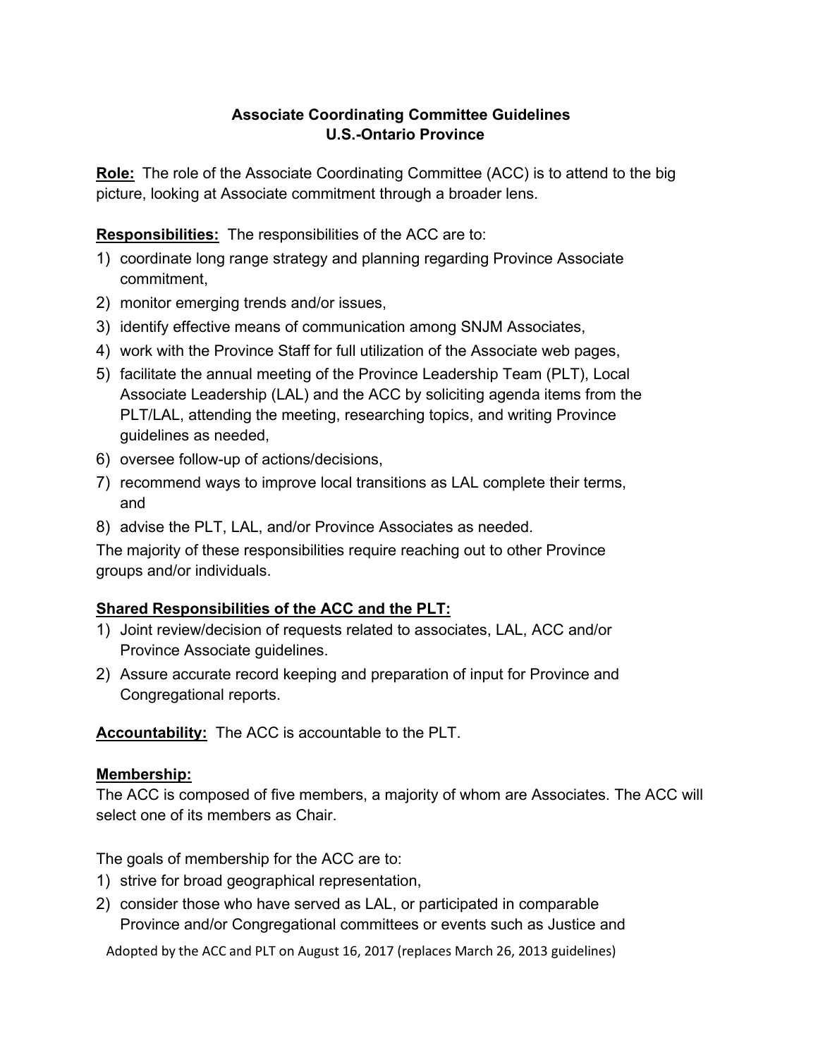# Associate Coordinating Committee Guidelines
## U.S.-Ontario Province

**Role:** The role of the Associate Coordinating Committee (ACC) is to attend to the big picture, looking at Associate commitment through a broader lens.

**Responsibilities:** The responsibilities of the ACC are to:

1) coordinate long range strategy and planning regarding Province Associate commitment,
2) monitor emerging trends and/or issues,
3) identify effective means of communication among SNJM Associates,
4) work with the Province Staff for full utilization of the Associate web pages,
5) facilitate the annual meeting of the Province Leadership Team (PLT), Local Associate Leadership (LAL) and the ACC by soliciting agenda items from the PLT/LAL, attending the meeting, researching topics, and writing Province guidelines as needed,
6) oversee follow-up of actions/decisions,
7) recommend ways to improve local transitions as LAL complete their terms, and
8) advise the PLT, LAL, and/or Province Associates as needed.

The majority of these responsibilities require reaching out to other Province groups and/or individuals.

**Shared Responsibilities of the ACC and the PLT:**

1) Joint review/decision of requests related to associates, LAL, ACC and/or Province Associate guidelines.
2) Assure accurate record keeping and preparation of input for Province and Congregational reports.

**Accountability:** The ACC is accountable to the PLT.

**Membership:**

The ACC is composed of five members, a majority of whom are Associates. The ACC will select one of its members as Chair.

The goals of membership for the ACC are to:

1) strive for broad geographical representation,
2) consider those who have served as LAL, or participated in comparable Province and/or Congregational committees or events such as Justice and

Adopted by the ACC and PLT on August 16, 2017 (replaces March 26, 2013 guidelines)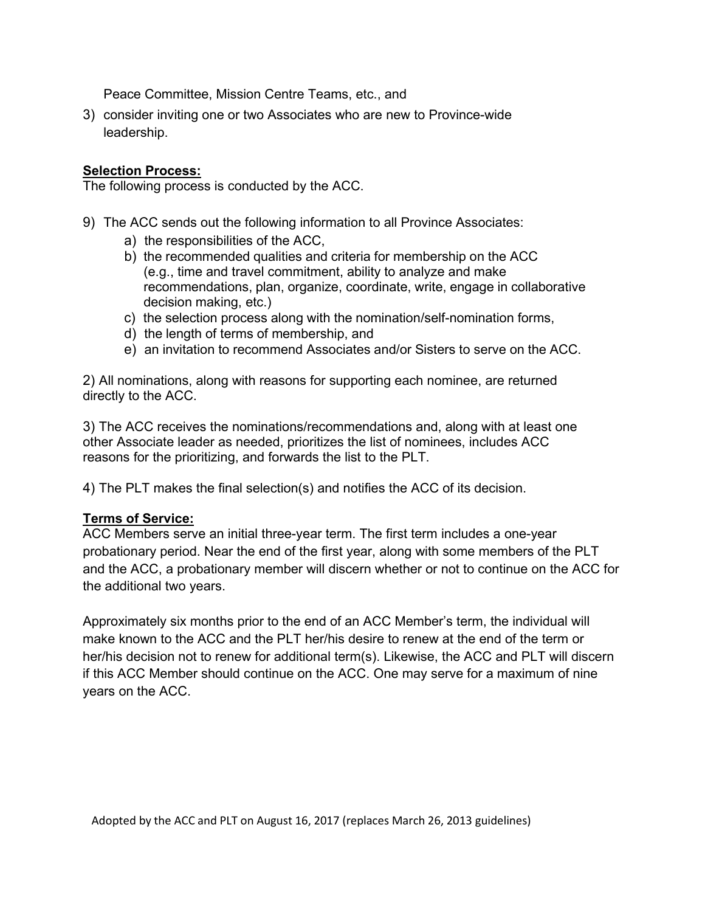Peace Committee, Mission Centre Teams, etc., and

3) consider inviting one or two Associates who are new to Province-wide leadership.

**Selection Process:**

The following process is conducted by the ACC.

9) The ACC sends out the following information to all Province Associates:
   a) the responsibilities of the ACC,
   b) the recommended qualities and criteria for membership on the ACC (e.g., time and travel commitment, ability to analyze and make recommendations, plan, organize, coordinate, write, engage in collaborative decision making, etc.)
   c) the selection process along with the nomination/self-nomination forms,
   d) the length of terms of membership, and
   e) an invitation to recommend Associates and/or Sisters to serve on the ACC.

2) All nominations, along with reasons for supporting each nominee, are returned directly to the ACC.

3) The ACC receives the nominations/recommendations and, along with at least one other Associate leader as needed, prioritizes the list of nominees, includes ACC reasons for the prioritizing, and forwards the list to the PLT.

4) The PLT makes the final selection(s) and notifies the ACC of its decision.

**Terms of Service:**

ACC Members serve an initial three-year term. The first term includes a one-year probationary period. Near the end of the first year, along with some members of the PLT and the ACC, a probationary member will discern whether or not to continue on the ACC for the additional two years.

Approximately six months prior to the end of an ACC Member's term, the individual will make known to the ACC and the PLT her/his desire to renew at the end of the term or her/his decision not to renew for additional term(s). Likewise, the ACC and PLT will discern if this ACC Member should continue on the ACC. One may serve for a maximum of nine years on the ACC.

Adopted by the ACC and PLT on August 16, 2017 (replaces March 26, 2013 guidelines)